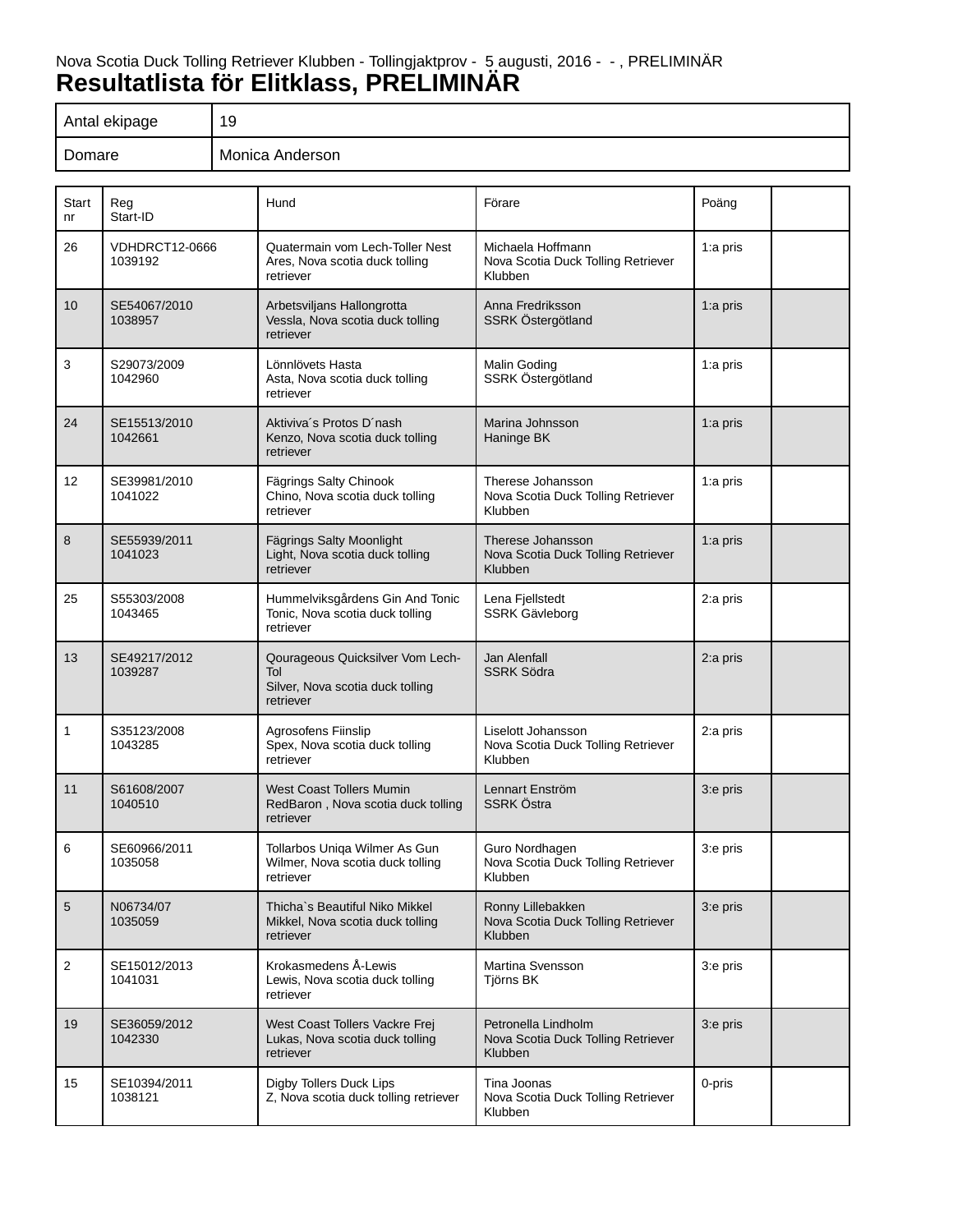Nova Scotia Duck Tolling Retriever Klubben - Tollingjaktprov - 5 augusti, 2016 - - , PRELIMINÄR

# Resultatlista för Elitklass, PRELIMINÄR

| Antal ekipage | 19 |
|---|---|
| Domare | Monica Anderson |

| Start nr | Reg Start-ID | Hund | Förare | Poäng | |
|---|---|---|---|---|---|
| 26 | VDHDRCT12-0666 1039192 | Quatermain vom Lech-Toller Nest Ares, Nova scotia duck tolling retriever | Michaela Hoffmann Nova Scotia Duck Tolling Retriever Klubben | 1:a pris | |
| 10 | SE54067/2010 1038957 | Arbetsviljans Hallongrotta Vessla, Nova scotia duck tolling retriever | Anna Fredriksson SSRK Östergötland | 1:a pris | |
| 3 | S29073/2009 1042960 | Lönnlövets Hasta Asta, Nova scotia duck tolling retriever | Malin Goding SSRK Östergötland | 1:a pris | |
| 24 | SE15513/2010 1042661 | Aktiviva´s Protos D´nash Kenzo, Nova scotia duck tolling retriever | Marina Johnsson Haninge BK | 1:a pris | |
| 12 | SE39981/2010 1041022 | Fägrings Salty Chinook Chino, Nova scotia duck tolling retriever | Therese Johansson Nova Scotia Duck Tolling Retriever Klubben | 1:a pris | |
| 8 | SE55939/2011 1041023 | Fägrings Salty Moonlight Light, Nova scotia duck tolling retriever | Therese Johansson Nova Scotia Duck Tolling Retriever Klubben | 1:a pris | |
| 25 | S55303/2008 1043465 | Hummelviksgårdens Gin And Tonic Tonic, Nova scotia duck tolling retriever | Lena Fjellstedt SSRK Gävleborg | 2:a pris | |
| 13 | SE49217/2012 1039287 | Qourageous Quicksilver Vom Lech-Tol Silver, Nova scotia duck tolling retriever | Jan Alenfall SSRK Södra | 2:a pris | |
| 1 | S35123/2008 1043285 | Agrosofens Fiinslip Spex, Nova scotia duck tolling retriever | Liselott Johansson Nova Scotia Duck Tolling Retriever Klubben | 2:a pris | |
| 11 | S61608/2007 1040510 | West Coast Tollers Mumin RedBaron , Nova scotia duck tolling retriever | Lennart Enström SSRK Östra | 3:e pris | |
| 6 | SE60966/2011 1035058 | Tollarbos Uniqa Wilmer As Gun Wilmer, Nova scotia duck tolling retriever | Guro Nordhagen Nova Scotia Duck Tolling Retriever Klubben | 3:e pris | |
| 5 | N06734/07 1035059 | Thicha`s Beautiful Niko Mikkel Mikkel, Nova scotia duck tolling retriever | Ronny Lillebakken Nova Scotia Duck Tolling Retriever Klubben | 3:e pris | |
| 2 | SE15012/2013 1041031 | Krokasmedens Å-Lewis Lewis, Nova scotia duck tolling retriever | Martina Svensson Tjörns BK | 3:e pris | |
| 19 | SE36059/2012 1042330 | West Coast Tollers Vackre Frej Lukas, Nova scotia duck tolling retriever | Petronella Lindholm Nova Scotia Duck Tolling Retriever Klubben | 3:e pris | |
| 15 | SE10394/2011 1038121 | Digby Tollers Duck Lips Z, Nova scotia duck tolling retriever | Tina Joonas Nova Scotia Duck Tolling Retriever Klubben | 0-pris | |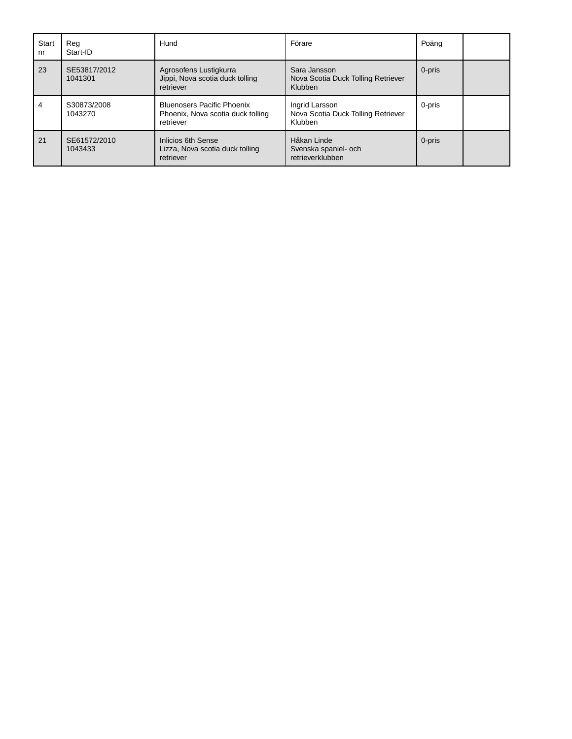| Start nr | Reg Start-ID | Hund | Förare | Poäng | |
|---|---|---|---|---|---|
| 23 | SE53817/2012 1041301 | Agrosofens Lustigkurra Jippi, Nova scotia duck tolling retriever | Sara Jansson Nova Scotia Duck Tolling Retriever Klubben | 0-pris | |
| 4 | S30873/2008 1043270 | Bluenosers Pacific Phoenix Phoenix, Nova scotia duck tolling retriever | Ingrid Larsson Nova Scotia Duck Tolling Retriever Klubben | 0-pris | |
| 21 | SE61572/2010 1043433 | Inlicios 6th Sense Lizza, Nova scotia duck tolling retriever | Håkan Linde Svenska spaniel- och retrieverklubben | 0-pris | |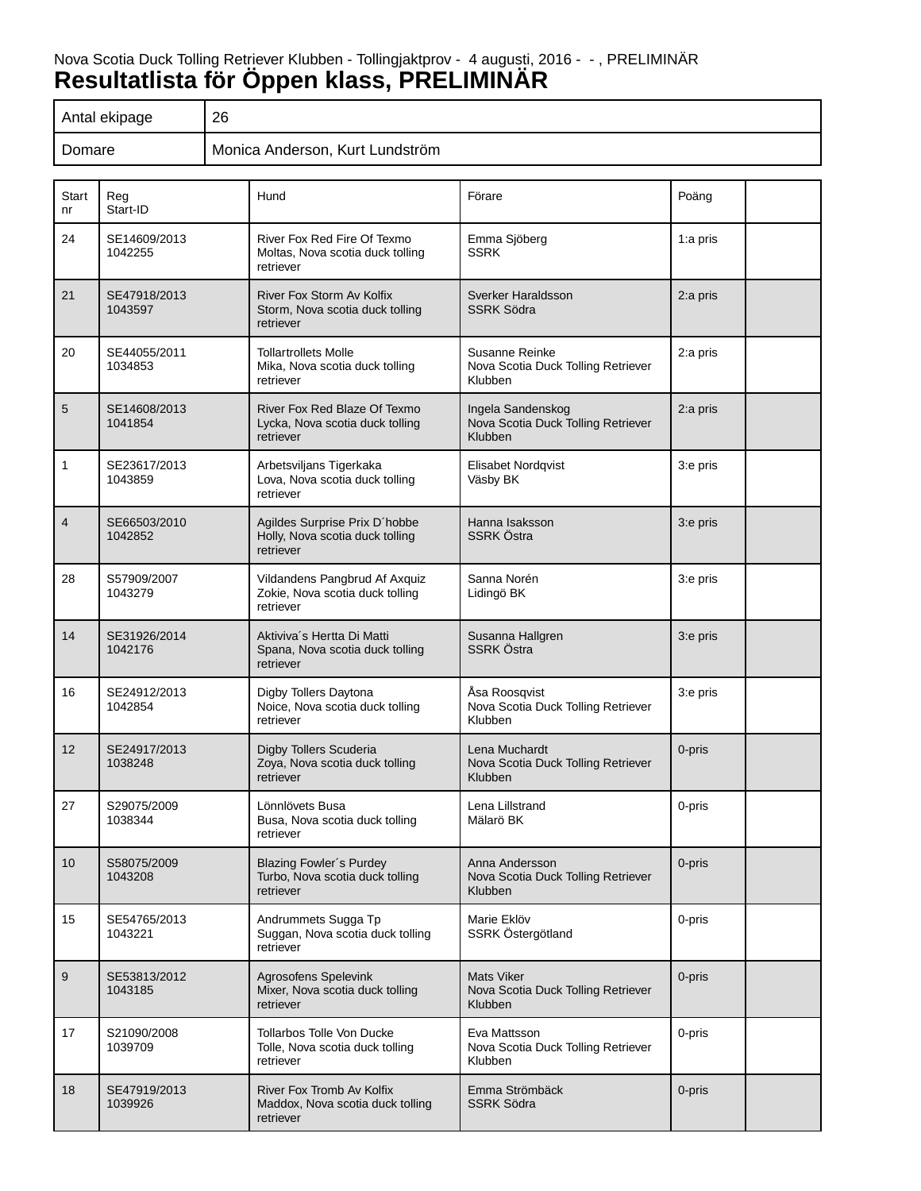Nova Scotia Duck Tolling Retriever Klubben - Tollingjaktprov - 4 augusti, 2016 - - , PRELIMINÄR

# Resultatlista för Öppen klass, PRELIMINÄR

| Antal ekipage | 26 |
|---|---|
| Domare | Monica Anderson, Kurt Lundström |

| Start nr | Reg Start-ID | Hund | Förare | Poäng | |
|---|---|---|---|---|---|
| 24 | SE14609/2013 1042255 | River Fox Red Fire Of Texmo Moltas, Nova scotia duck tolling retriever | Emma Sjöberg SSRK | 1:a pris | |
| 21 | SE47918/2013 1043597 | River Fox Storm Av Kolfix Storm, Nova scotia duck tolling retriever | Sverker Haraldsson SSRK Södra | 2:a pris | |
| 20 | SE44055/2011 1034853 | Tollartrollets Molle Mika, Nova scotia duck tolling retriever | Susanne Reinke Nova Scotia Duck Tolling Retriever Klubben | 2:a pris | |
| 5 | SE14608/2013 1041854 | River Fox Red Blaze Of Texmo Lycka, Nova scotia duck tolling retriever | Ingela Sandenskog Nova Scotia Duck Tolling Retriever Klubben | 2:a pris | |
| 1 | SE23617/2013 1043859 | Arbetsviljans Tigerkaka Lova, Nova scotia duck tolling retriever | Elisabet Nordqvist Väsby BK | 3:e pris | |
| 4 | SE66503/2010 1042852 | Agildes Surprise Prix D´hobbe Holly, Nova scotia duck tolling retriever | Hanna Isaksson SSRK Östra | 3:e pris | |
| 28 | S57909/2007 1043279 | Vildandens Pangbrud Af Axquiz Zokie, Nova scotia duck tolling retriever | Sanna Norén Lidingö BK | 3:e pris | |
| 14 | SE31926/2014 1042176 | Aktiviva´s Hertta Di Matti Spana, Nova scotia duck tolling retriever | Susanna Hallgren SSRK Östra | 3:e pris | |
| 16 | SE24912/2013 1042854 | Digby Tollers Daytona Noice, Nova scotia duck tolling retriever | Åsa Roosqvist Nova Scotia Duck Tolling Retriever Klubben | 3:e pris | |
| 12 | SE24917/2013 1038248 | Digby Tollers Scuderia Zoya, Nova scotia duck tolling retriever | Lena Muchardt Nova Scotia Duck Tolling Retriever Klubben | 0-pris | |
| 27 | S29075/2009 1038344 | Lönnlövets Busa Busa, Nova scotia duck tolling retriever | Lena Lillstrand Mälarö BK | 0-pris | |
| 10 | S58075/2009 1043208 | Blazing Fowler´s Purdey Turbo, Nova scotia duck tolling retriever | Anna Andersson Nova Scotia Duck Tolling Retriever Klubben | 0-pris | |
| 15 | SE54765/2013 1043221 | Andrummets Sugga Tp Suggan, Nova scotia duck tolling retriever | Marie Eklöv SSRK Östergötland | 0-pris | |
| 9 | SE53813/2012 1043185 | Agrosofens Spelevink Mixer, Nova scotia duck tolling retriever | Mats Viker Nova Scotia Duck Tolling Retriever Klubben | 0-pris | |
| 17 | S21090/2008 1039709 | Tollarbos Tolle Von Ducke Tolle, Nova scotia duck tolling retriever | Eva Mattsson Nova Scotia Duck Tolling Retriever Klubben | 0-pris | |
| 18 | SE47919/2013 1039926 | River Fox Tromb Av Kolfix Maddox, Nova scotia duck tolling retriever | Emma Strömbäck SSRK Södra | 0-pris | |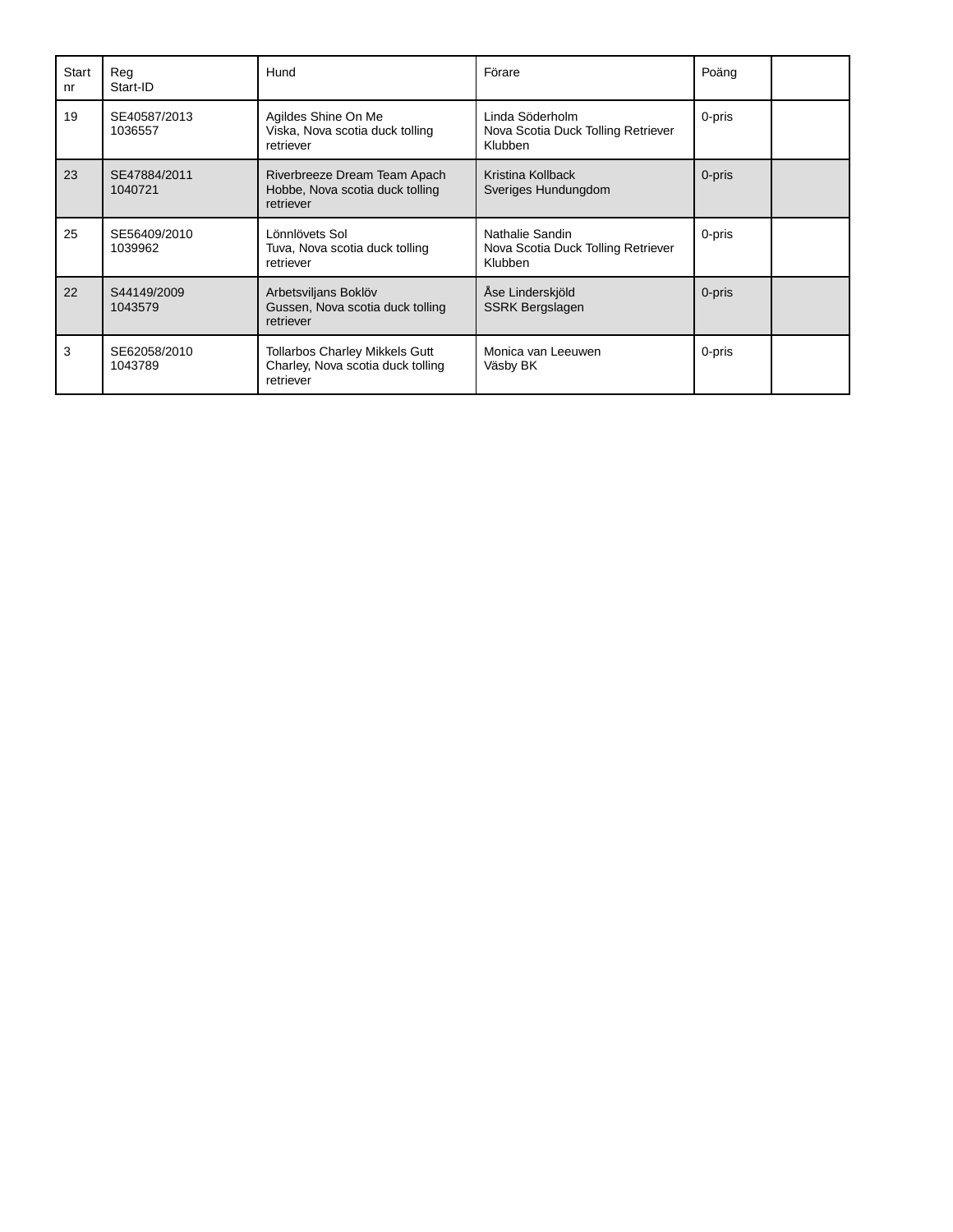| Start nr | Reg Start-ID | Hund | Förare | Poäng | |
|---|---|---|---|---|---|
| 19 | SE40587/2013 1036557 | Agildes Shine On Me Viska, Nova scotia duck tolling retriever | Linda Söderholm Nova Scotia Duck Tolling Retriever Klubben | 0-pris | |
| 23 | SE47884/2011 1040721 | Riverbreeze Dream Team Apach Hobbe, Nova scotia duck tolling retriever | Kristina Kollback Sveriges Hundungdom | 0-pris | |
| 25 | SE56409/2010 1039962 | Lönnlövets Sol Tuva, Nova scotia duck tolling retriever | Nathalie Sandin Nova Scotia Duck Tolling Retriever Klubben | 0-pris | |
| 22 | S44149/2009 1043579 | Arbetsviljans Boklöv Gussen, Nova scotia duck tolling retriever | Åse Linderskjöld SSRK Bergslagen | 0-pris | |
| 3 | SE62058/2010 1043789 | Tollarbos Charley Mikkels Gutt Charley, Nova scotia duck tolling retriever | Monica van Leeuwen Väsby BK | 0-pris | |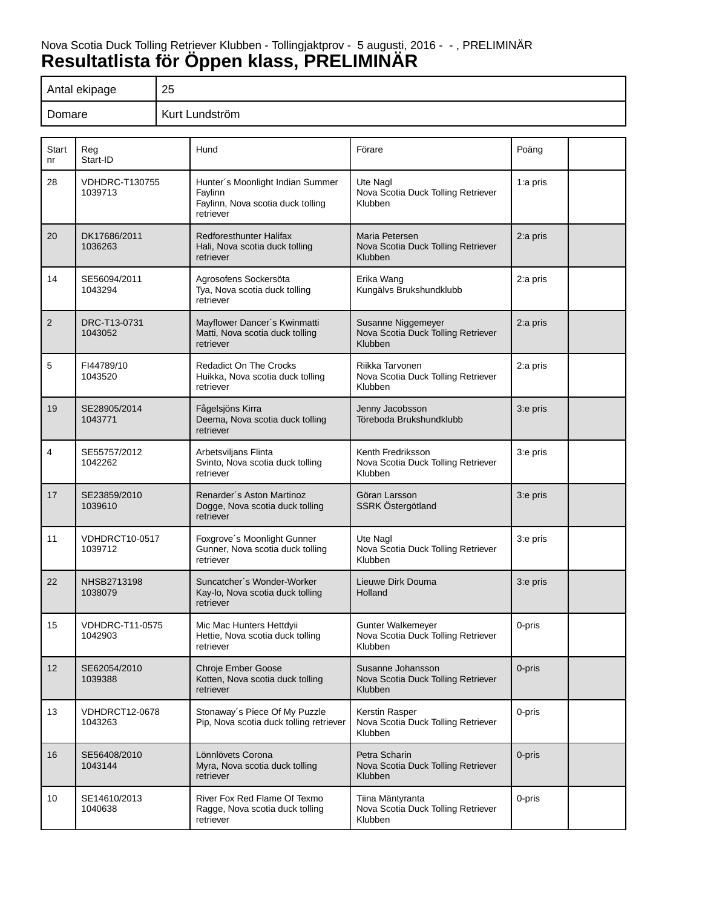Nova Scotia Duck Tolling Retriever Klubben - Tollingjaktprov - 5 augusti, 2016 - - , PRELIMINÄR

# Resultatlista för Öppen klass, PRELIMINÄR

| Antal ekipage | 25 |
|---|---|
| Domare | Kurt Lundström |

| Start nr | Reg Start-ID | Hund | Förare | Poäng | |
|---|---|---|---|---|---|
| 28 | VDHDRC-T130755 1039713 | Hunter´s Moonlight Indian Summer Faylinn Faylinn, Nova scotia duck tolling retriever | Ute Nagl Nova Scotia Duck Tolling Retriever Klubben | 1:a pris | |
| 20 | DK17686/2011 1036263 | Redforesthunter Halifax Hali, Nova scotia duck tolling retriever | Maria Petersen Nova Scotia Duck Tolling Retriever Klubben | 2:a pris | |
| 14 | SE56094/2011 1043294 | Agrosofens Sockersöta Tya, Nova scotia duck tolling retriever | Erika Wang Kungälvs Brukshundklubb | 2:a pris | |
| 2 | DRC-T13-0731 1043052 | Mayflower Dancer´s Kwinmatti Matti, Nova scotia duck tolling retriever | Susanne Niggemeyer Nova Scotia Duck Tolling Retriever Klubben | 2:a pris | |
| 5 | FI44789/10 1043520 | Redadict On The Crocks Huikka, Nova scotia duck tolling retriever | Riikka Tarvonen Nova Scotia Duck Tolling Retriever Klubben | 2:a pris | |
| 19 | SE28905/2014 1043771 | Fågelsjöns Kirra Deema, Nova scotia duck tolling retriever | Jenny Jacobsson Töreboda Brukshundklubb | 3:e pris | |
| 4 | SE55757/2012 1042262 | Arbetsviljans Flinta Svinto, Nova scotia duck tolling retriever | Kenth Fredriksson Nova Scotia Duck Tolling Retriever Klubben | 3:e pris | |
| 17 | SE23859/2010 1039610 | Renarder´s Aston Martinoz Dogge, Nova scotia duck tolling retriever | Göran Larsson SSRK Östergötland | 3:e pris | |
| 11 | VDHDRCT10-0517 1039712 | Foxgrove´s Moonlight Gunner Gunner, Nova scotia duck tolling retriever | Ute Nagl Nova Scotia Duck Tolling Retriever Klubben | 3:e pris | |
| 22 | NHSB2713198 1038079 | Suncatcher´s Wonder-Worker Kay-lo, Nova scotia duck tolling retriever | Lieuwe Dirk Douma Holland | 3:e pris | |
| 15 | VDHDRC-T11-0575 1042903 | Mic Mac Hunters Hettdyii Hettie, Nova scotia duck tolling retriever | Gunter Walkemeyer Nova Scotia Duck Tolling Retriever Klubben | 0-pris | |
| 12 | SE62054/2010 1039388 | Chroje Ember Goose Kotten, Nova scotia duck tolling retriever | Susanne Johansson Nova Scotia Duck Tolling Retriever Klubben | 0-pris | |
| 13 | VDHDRCT12-0678 1043263 | Stonaway´s Piece Of My Puzzle Pip, Nova scotia duck tolling retriever | Kerstin Rasper Nova Scotia Duck Tolling Retriever Klubben | 0-pris | |
| 16 | SE56408/2010 1043144 | Lönnlövets Corona Myra, Nova scotia duck tolling retriever | Petra Scharin Nova Scotia Duck Tolling Retriever Klubben | 0-pris | |
| 10 | SE14610/2013 1040638 | River Fox Red Flame Of Texmo Ragge, Nova scotia duck tolling retriever | Tiina Mäntyranta Nova Scotia Duck Tolling Retriever Klubben | 0-pris | |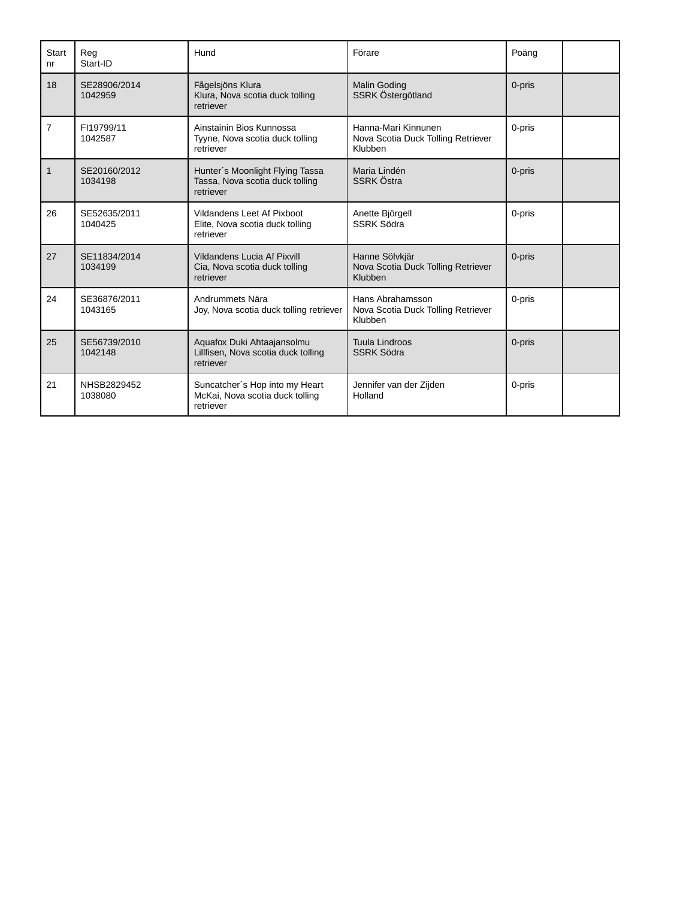| Start nr | Reg Start-ID | Hund | Förare | Poäng | |
|---|---|---|---|---|---|
| 18 | SE28906/2014 1042959 | Fågelsjöns Klura Klura, Nova scotia duck tolling retriever | Malin Goding SSRK Östergötland | 0-pris | |
| 7 | FI19799/11 1042587 | Ainstainin Bios Kunnossa Tyyne, Nova scotia duck tolling retriever | Hanna-Mari Kinnunen Nova Scotia Duck Tolling Retriever Klubben | 0-pris | |
| 1 | SE20160/2012 1034198 | Hunter´s Moonlight Flying Tassa Tassa, Nova scotia duck tolling retriever | Maria Lindén SSRK Östra | 0-pris | |
| 26 | SE52635/2011 1040425 | Vildandens Leet Af Pixboot Elite, Nova scotia duck tolling retriever | Anette Björgell SSRK Södra | 0-pris | |
| 27 | SE11834/2014 1034199 | Vildandens Lucia Af Pixvill Cia, Nova scotia duck tolling retriever | Hanne Sölvkjär Nova Scotia Duck Tolling Retriever Klubben | 0-pris | |
| 24 | SE36876/2011 1043165 | Andrummets Nära Joy, Nova scotia duck tolling retriever | Hans Abrahamsson Nova Scotia Duck Tolling Retriever Klubben | 0-pris | |
| 25 | SE56739/2010 1042148 | Aquafox Duki Ahtaajansolmu Lillfisen, Nova scotia duck tolling retriever | Tuula Lindroos SSRK Södra | 0-pris | |
| 21 | NHSB2829452 1038080 | Suncatcher´s Hop into my Heart McKai, Nova scotia duck tolling retriever | Jennifer van der Zijden Holland | 0-pris | |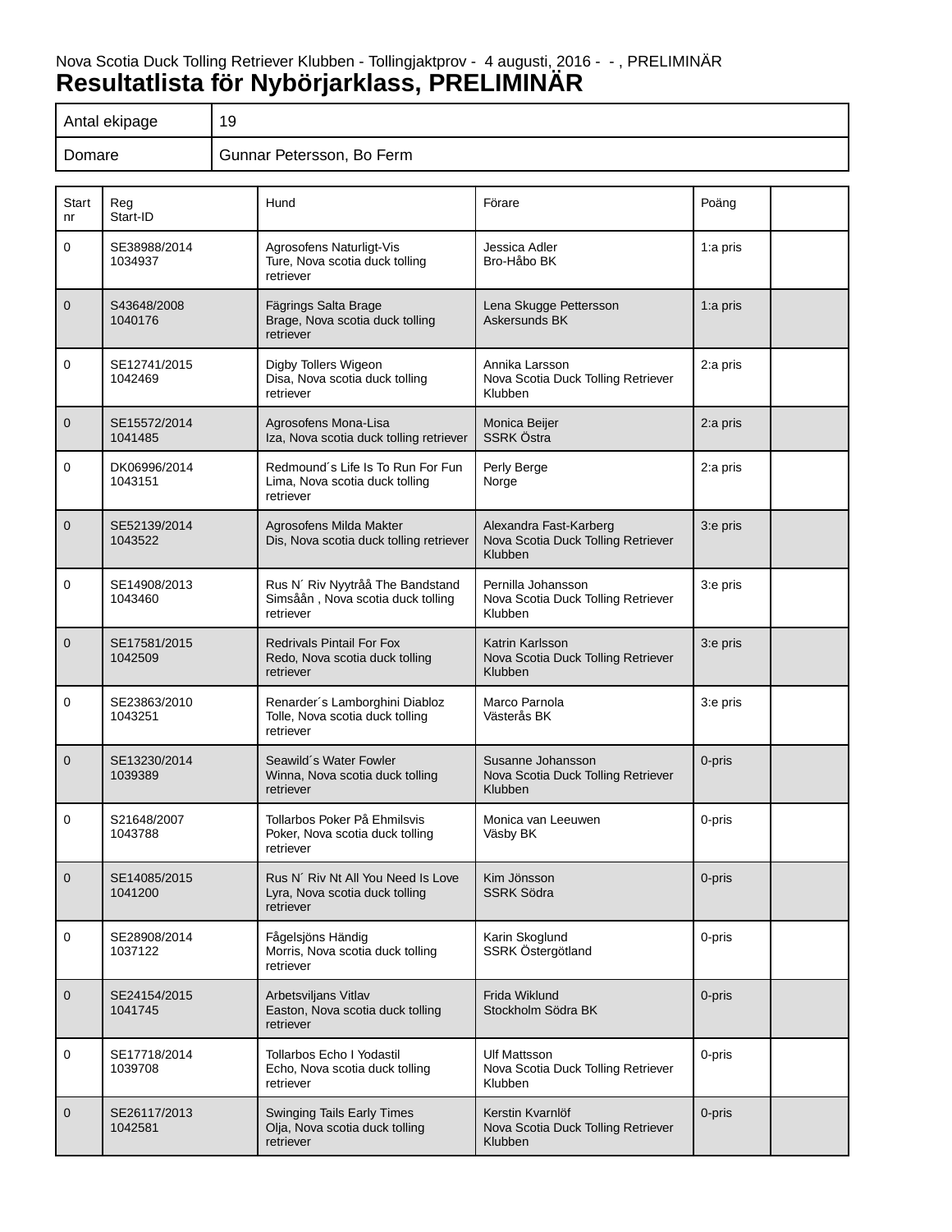Nova Scotia Duck Tolling Retriever Klubben - Tollingjaktprov - 4 augusti, 2016 - - , PRELIMINÄR

# Resultatlista för Nybörjarklass, PRELIMINÄR

| Antal ekipage | 19 |
|---|---|
| Domare | Gunnar Petersson, Bo Ferm |

| Start nr | Reg Start-ID | Hund | Förare | Poäng | |
|---|---|---|---|---|---|
| 0 | SE38988/2014 1034937 | Agrosofens Naturligt-Vis Ture, Nova scotia duck tolling retriever | Jessica Adler Bro-Håbo BK | 1:a pris | |
| 0 | S43648/2008 1040176 | Fägrings Salta Brage Brage, Nova scotia duck tolling retriever | Lena Skugge Pettersson Askersunds BK | 1:a pris | |
| 0 | SE12741/2015 1042469 | Digby Tollers Wigeon Disa, Nova scotia duck tolling retriever | Annika Larsson Nova Scotia Duck Tolling Retriever Klubben | 2:a pris | |
| 0 | SE15572/2014 1041485 | Agrosofens Mona-Lisa Iza, Nova scotia duck tolling retriever | Monica Beijer SSRK Östra | 2:a pris | |
| 0 | DK06996/2014 1043151 | Redmound´s Life Is To Run For Fun Lima, Nova scotia duck tolling retriever | Perly Berge Norge | 2:a pris | |
| 0 | SE52139/2014 1043522 | Agrosofens Milda Makter Dis, Nova scotia duck tolling retriever | Alexandra Fast-Karberg Nova Scotia Duck Tolling Retriever Klubben | 3:e pris | |
| 0 | SE14908/2013 1043460 | Rus N´ Riv Nyytråå The Bandstand Simsåån , Nova scotia duck tolling retriever | Pernilla Johansson Nova Scotia Duck Tolling Retriever Klubben | 3:e pris | |
| 0 | SE17581/2015 1042509 | Redrivals Pintail For Fox Redo, Nova scotia duck tolling retriever | Katrin Karlsson Nova Scotia Duck Tolling Retriever Klubben | 3:e pris | |
| 0 | SE23863/2010 1043251 | Renarder´s Lamborghini Diabloz Tolle, Nova scotia duck tolling retriever | Marco Parnola Västerås BK | 3:e pris | |
| 0 | SE13230/2014 1039389 | Seawild´s Water Fowler Winna, Nova scotia duck tolling retriever | Susanne Johansson Nova Scotia Duck Tolling Retriever Klubben | 0-pris | |
| 0 | S21648/2007 1043788 | Tollarbos Poker På Ehmilsvis Poker, Nova scotia duck tolling retriever | Monica van Leeuwen Väsby BK | 0-pris | |
| 0 | SE14085/2015 1041200 | Rus N´ Riv Nt All You Need Is Love Lyra, Nova scotia duck tolling retriever | Kim Jönsson SSRK Södra | 0-pris | |
| 0 | SE28908/2014 1037122 | Fågelsjöns Händig Morris, Nova scotia duck tolling retriever | Karin Skoglund SSRK Östergötland | 0-pris | |
| 0 | SE24154/2015 1041745 | Arbetsviljans Vitlav Easton, Nova scotia duck tolling retriever | Frida Wiklund Stockholm Södra BK | 0-pris | |
| 0 | SE17718/2014 1039708 | Tollarbos Echo I Yodastil Echo, Nova scotia duck tolling retriever | Ulf Mattsson Nova Scotia Duck Tolling Retriever Klubben | 0-pris | |
| 0 | SE26117/2013 1042581 | Swinging Tails Early Times Olja, Nova scotia duck tolling retriever | Kerstin Kvarnlöf Nova Scotia Duck Tolling Retriever Klubben | 0-pris | |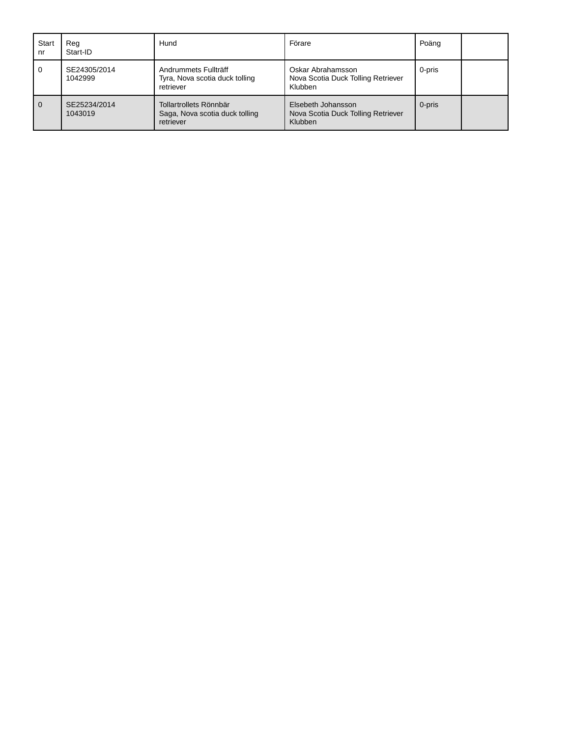| Start nr | Reg Start-ID | Hund | Förare | Poäng | |
|---|---|---|---|---|---|
| 0 | SE24305/2014 1042999 | Andrummets Fullträff Tyra, Nova scotia duck tolling retriever | Oskar Abrahamsson Nova Scotia Duck Tolling Retriever Klubben | 0-pris | |
| 0 | SE25234/2014 1043019 | Tollartrollets Rönnbär Saga, Nova scotia duck tolling retriever | Elsebeth Johansson Nova Scotia Duck Tolling Retriever Klubben | 0-pris | |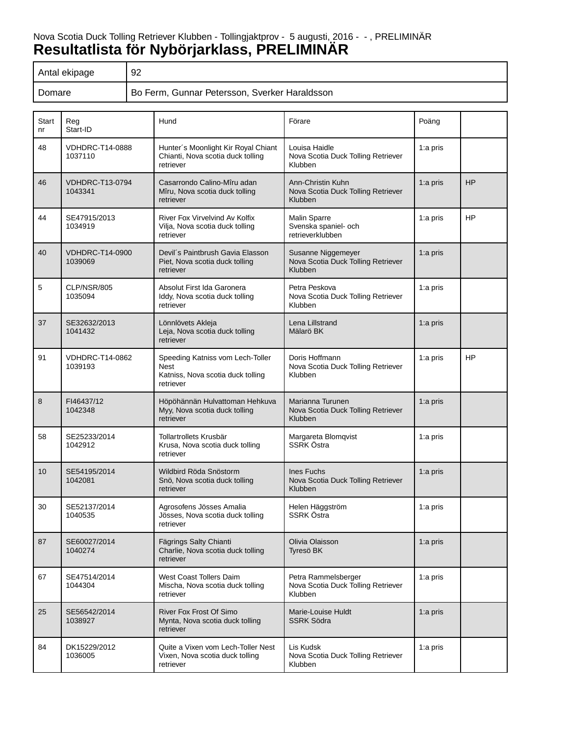Nova Scotia Duck Tolling Retriever Klubben - Tollingjaktprov - 5 augusti, 2016 - - , PRELIMINÄR

# Resultatlista för Nybörjarklass, PRELIMINÄR

| Antal ekipage | 92 |
|---|---|
| Domare | Bo Ferm, Gunnar Petersson, Sverker Haraldsson |

| Start nr | Reg Start-ID | Hund | Förare | Poäng | |
|---|---|---|---|---|---|
| 48 | VDHDRC-T14-0888 1037110 | Hunter´s Moonlight Kir Royal Chiant Chianti, Nova scotia duck tolling retriever | Louisa Haidle Nova Scotia Duck Tolling Retriever Klubben | 1:a pris | |
| 46 | VDHDRC-T13-0794 1043341 | Casarrondo Calino-Mîru adan Mîru, Nova scotia duck tolling retriever | Ann-Christin Kuhn Nova Scotia Duck Tolling Retriever Klubben | 1:a pris | HP |
| 44 | SE47915/2013 1034919 | River Fox Virvelvind Av Kolfix Vilja, Nova scotia duck tolling retriever | Malin Sparre Svenska spaniel- och retrieverklubben | 1:a pris | HP |
| 40 | VDHDRC-T14-0900 1039069 | Devil´s Paintbrush Gavia Elasson Piet, Nova scotia duck tolling retriever | Susanne Niggemeyer Nova Scotia Duck Tolling Retriever Klubben | 1:a pris | |
| 5 | CLP/NSR/805 1035094 | Absolut First Ida Garonera Iddy, Nova scotia duck tolling retriever | Petra Peskova Nova Scotia Duck Tolling Retriever Klubben | 1:a pris | |
| 37 | SE32632/2013 1041432 | Lönnlövets Akleja Leja, Nova scotia duck tolling retriever | Lena Lillstrand Mälarö BK | 1:a pris | |
| 91 | VDHDRC-T14-0862 1039193 | Speeding Katniss vom Lech-Toller Nest Katniss, Nova scotia duck tolling retriever | Doris Hoffmann Nova Scotia Duck Tolling Retriever Klubben | 1:a pris | HP |
| 8 | FI46437/12 1042348 | Höpöhännän Hulvattoman Hehkuva Myy, Nova scotia duck tolling retriever | Marianna Turunen Nova Scotia Duck Tolling Retriever Klubben | 1:a pris | |
| 58 | SE25233/2014 1042912 | Tollartrollets Krusbär Krusa, Nova scotia duck tolling retriever | Margareta Blomqvist SSRK Östra | 1:a pris | |
| 10 | SE54195/2014 1042081 | Wildbird Röda Snöstorm Snö, Nova scotia duck tolling retriever | Ines Fuchs Nova Scotia Duck Tolling Retriever Klubben | 1:a pris | |
| 30 | SE52137/2014 1040535 | Agrosofens Jösses Amalia Jösses, Nova scotia duck tolling retriever | Helen Häggström SSRK Östra | 1:a pris | |
| 87 | SE60027/2014 1040274 | Fägrings Salty Chianti Charlie, Nova scotia duck tolling retriever | Olivia Olaisson Tyresö BK | 1:a pris | |
| 67 | SE47514/2014 1044304 | West Coast Tollers Daim Mischa, Nova scotia duck tolling retriever | Petra Rammelsberger Nova Scotia Duck Tolling Retriever Klubben | 1:a pris | |
| 25 | SE56542/2014 1038927 | River Fox Frost Of Simo Mynta, Nova scotia duck tolling retriever | Marie-Louise Huldt SSRK Södra | 1:a pris | |
| 84 | DK15229/2012 1036005 | Quite a Vixen vom Lech-Toller Nest Vixen, Nova scotia duck tolling retriever | Lis Kudsk Nova Scotia Duck Tolling Retriever Klubben | 1:a pris | |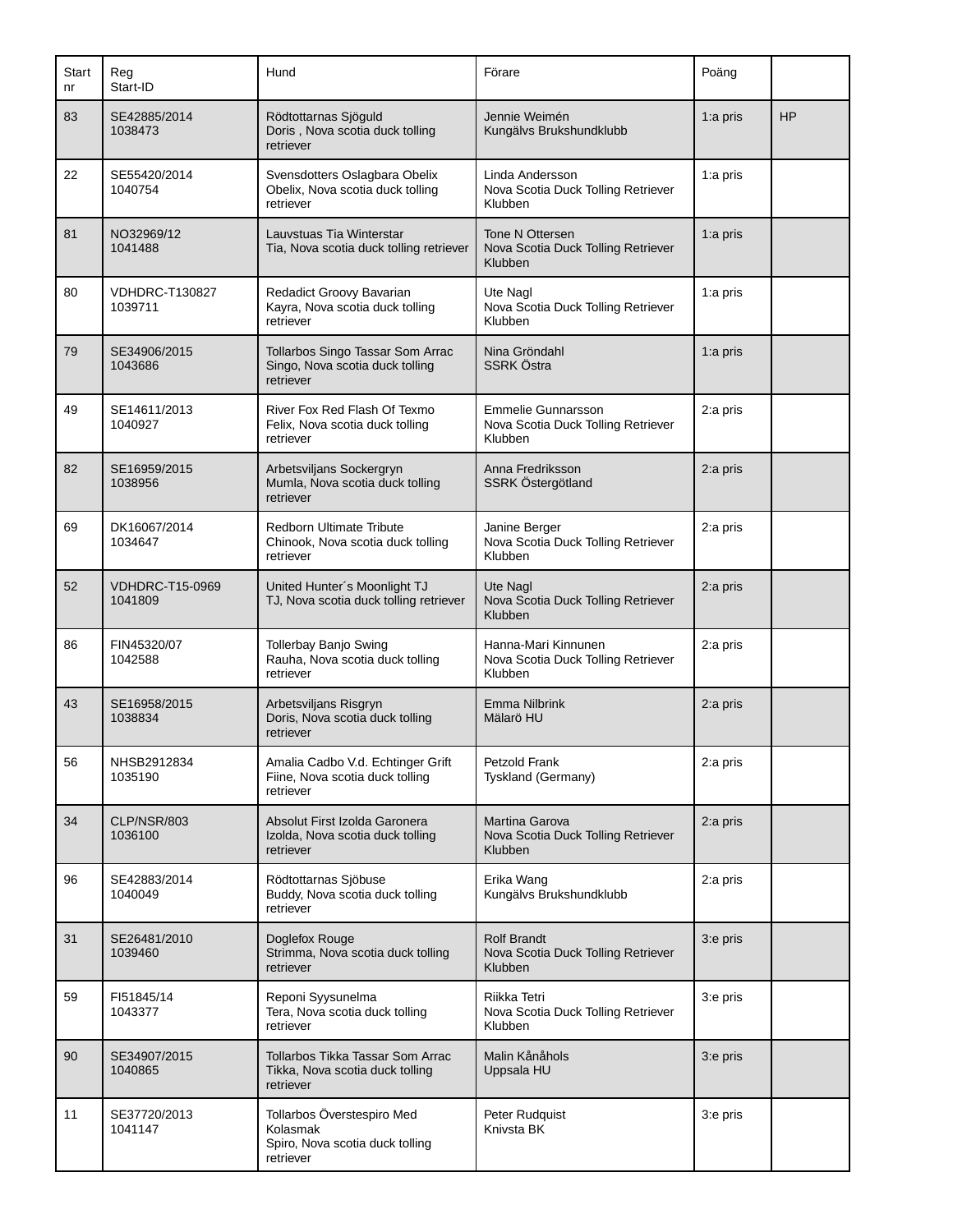| Start nr | Reg Start-ID | Hund | Förare | Poäng | |
|---|---|---|---|---|---|
| 83 | SE42885/2014 1038473 | Rödtottarnas Sjöguld Doris , Nova scotia duck tolling retriever | Jennie Weimén Kungälvs Brukshundklubb | 1:a pris | HP |
| 22 | SE55420/2014 1040754 | Svensdotters Oslagbara Obelix Obelix, Nova scotia duck tolling retriever | Linda Andersson Nova Scotia Duck Tolling Retriever Klubben | 1:a pris | |
| 81 | NO32969/12 1041488 | Lauvstuas Tia Winterstar Tia, Nova scotia duck tolling retriever | Tone N Ottersen Nova Scotia Duck Tolling Retriever Klubben | 1:a pris | |
| 80 | VDHDRC-T130827 1039711 | Redadict Groovy Bavarian Kayra, Nova scotia duck tolling retriever | Ute Nagl Nova Scotia Duck Tolling Retriever Klubben | 1:a pris | |
| 79 | SE34906/2015 1043686 | Tollarbos Singo Tassar Som Arrac Singo, Nova scotia duck tolling retriever | Nina Gröndahl SSRK Östra | 1:a pris | |
| 49 | SE14611/2013 1040927 | River Fox Red Flash Of Texmo Felix, Nova scotia duck tolling retriever | Emmelie Gunnarsson Nova Scotia Duck Tolling Retriever Klubben | 2:a pris | |
| 82 | SE16959/2015 1038956 | Arbetsviljans Sockergryn Mumla, Nova scotia duck tolling retriever | Anna Fredriksson SSRK Östergötland | 2:a pris | |
| 69 | DK16067/2014 1034647 | Redborn Ultimate Tribute Chinook, Nova scotia duck tolling retriever | Janine Berger Nova Scotia Duck Tolling Retriever Klubben | 2:a pris | |
| 52 | VDHDRC-T15-0969 1041809 | United Hunter´s Moonlight TJ TJ, Nova scotia duck tolling retriever | Ute Nagl Nova Scotia Duck Tolling Retriever Klubben | 2:a pris | |
| 86 | FIN45320/07 1042588 | Tollerbay Banjo Swing Rauha, Nova scotia duck tolling retriever | Hanna-Mari Kinnunen Nova Scotia Duck Tolling Retriever Klubben | 2:a pris | |
| 43 | SE16958/2015 1038834 | Arbetsviljans Risgryn Doris, Nova scotia duck tolling retriever | Emma Nilbrink Mälarö HU | 2:a pris | |
| 56 | NHSB2912834 1035190 | Amalia Cadbo V.d. Echtinger Grift Fiine, Nova scotia duck tolling retriever | Petzold Frank Tyskland (Germany) | 2:a pris | |
| 34 | CLP/NSR/803 1036100 | Absolut First Izolda Garonera Izolda, Nova scotia duck tolling retriever | Martina Garova Nova Scotia Duck Tolling Retriever Klubben | 2:a pris | |
| 96 | SE42883/2014 1040049 | Rödtottarnas Sjöbuse Buddy, Nova scotia duck tolling retriever | Erika Wang Kungälvs Brukshundklubb | 2:a pris | |
| 31 | SE26481/2010 1039460 | Doglefox Rouge Strimma, Nova scotia duck tolling retriever | Rolf Brandt Nova Scotia Duck Tolling Retriever Klubben | 3:e pris | |
| 59 | FI51845/14 1043377 | Reponi Syysunelma Tera, Nova scotia duck tolling retriever | Riikka Tetri Nova Scotia Duck Tolling Retriever Klubben | 3:e pris | |
| 90 | SE34907/2015 1040865 | Tollarbos Tikka Tassar Som Arrac Tikka, Nova scotia duck tolling retriever | Malin Kånåhols Uppsala HU | 3:e pris | |
| 11 | SE37720/2013 1041147 | Tollarbos Överstespiro Med Kolasmak Spiro, Nova scotia duck tolling retriever | Peter Rudquist Knivsta BK | 3:e pris | |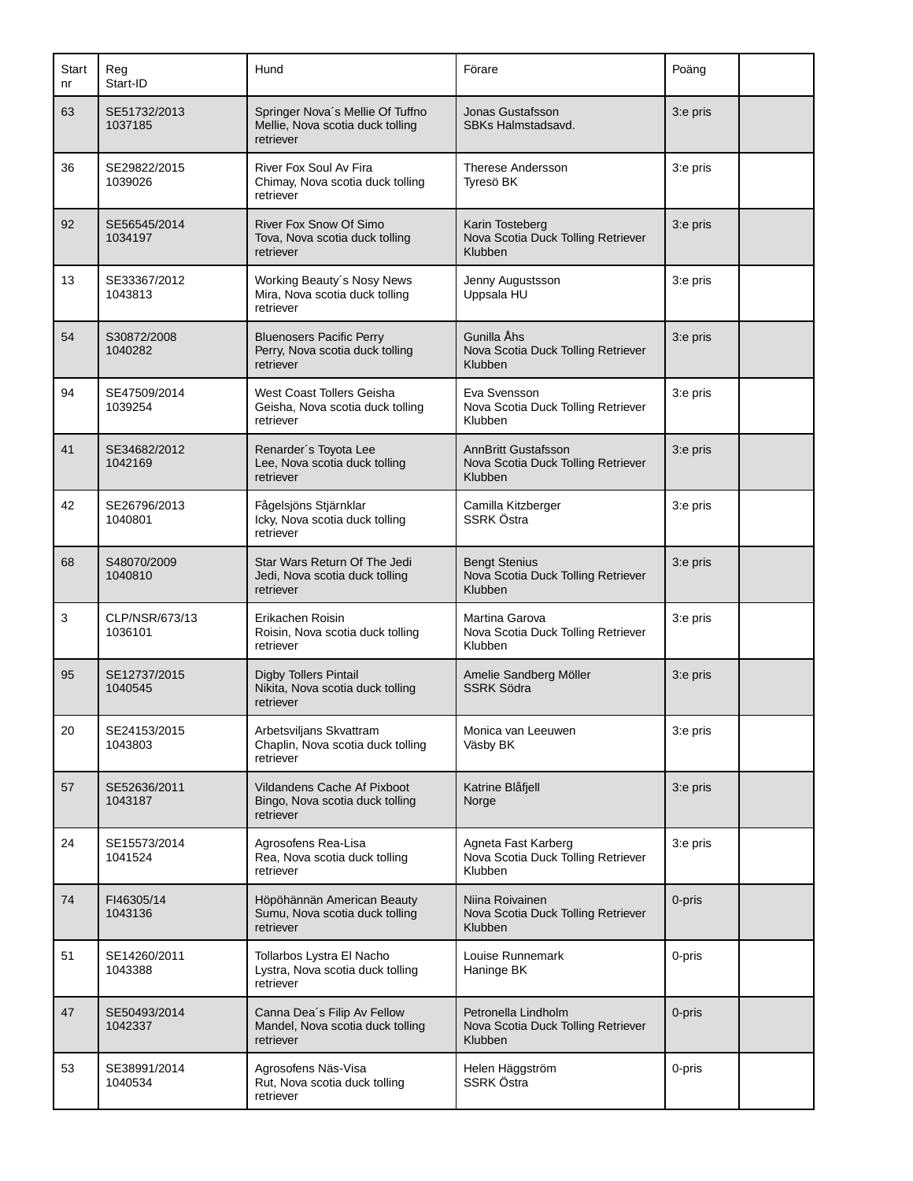| Start nr | Reg Start-ID | Hund | Förare | Poäng | |
|---|---|---|---|---|---|
| 63 | SE51732/2013 1037185 | Springer Nova´s Mellie Of Tuffno Mellie, Nova scotia duck tolling retriever | Jonas Gustafsson SBKs Halmstadsavd. | 3:e pris | |
| 36 | SE29822/2015 1039026 | River Fox Soul Av Fira Chimay, Nova scotia duck tolling retriever | Therese Andersson Tyresö BK | 3:e pris | |
| 92 | SE56545/2014 1034197 | River Fox Snow Of Simo Tova, Nova scotia duck tolling retriever | Karin Tosteberg Nova Scotia Duck Tolling Retriever Klubben | 3:e pris | |
| 13 | SE33367/2012 1043813 | Working Beauty´s Nosy News Mira, Nova scotia duck tolling retriever | Jenny Augustsson Uppsala HU | 3:e pris | |
| 54 | S30872/2008 1040282 | Bluenosers Pacific Perry Perry, Nova scotia duck tolling retriever | Gunilla Åhs Nova Scotia Duck Tolling Retriever Klubben | 3:e pris | |
| 94 | SE47509/2014 1039254 | West Coast Tollers Geisha Geisha, Nova scotia duck tolling retriever | Eva Svensson Nova Scotia Duck Tolling Retriever Klubben | 3:e pris | |
| 41 | SE34682/2012 1042169 | Renarder´s Toyota Lee Lee, Nova scotia duck tolling retriever | AnnBritt Gustafsson Nova Scotia Duck Tolling Retriever Klubben | 3:e pris | |
| 42 | SE26796/2013 1040801 | Fågelsjöns Stjärnklar Icky, Nova scotia duck tolling retriever | Camilla Kitzberger SSRK Östra | 3:e pris | |
| 68 | S48070/2009 1040810 | Star Wars Return Of The Jedi Jedi, Nova scotia duck tolling retriever | Bengt Stenius Nova Scotia Duck Tolling Retriever Klubben | 3:e pris | |
| 3 | CLP/NSR/673/13 1036101 | Erikachen Roisin Roisin, Nova scotia duck tolling retriever | Martina Garova Nova Scotia Duck Tolling Retriever Klubben | 3:e pris | |
| 95 | SE12737/2015 1040545 | Digby Tollers Pintail Nikita, Nova scotia duck tolling retriever | Amelie Sandberg Möller SSRK Södra | 3:e pris | |
| 20 | SE24153/2015 1043803 | Arbetsviljans Skvattram Chaplin, Nova scotia duck tolling retriever | Monica van Leeuwen Väsby BK | 3:e pris | |
| 57 | SE52636/2011 1043187 | Vildandens Cache Af Pixboot Bingo, Nova scotia duck tolling retriever | Katrine Blåfjell Norge | 3:e pris | |
| 24 | SE15573/2014 1041524 | Agrosofens Rea-Lisa Rea, Nova scotia duck tolling retriever | Agneta Fast Karberg Nova Scotia Duck Tolling Retriever Klubben | 3:e pris | |
| 74 | FI46305/14 1043136 | Höpöhännän American Beauty Sumu, Nova scotia duck tolling retriever | Niina Roivainen Nova Scotia Duck Tolling Retriever Klubben | 0-pris | |
| 51 | SE14260/2011 1043388 | Tollarbos Lystra El Nacho Lystra, Nova scotia duck tolling retriever | Louise Runnemark Haninge BK | 0-pris | |
| 47 | SE50493/2014 1042337 | Canna Dea´s Filip Av Fellow Mandel, Nova scotia duck tolling retriever | Petronella Lindholm Nova Scotia Duck Tolling Retriever Klubben | 0-pris | |
| 53 | SE38991/2014 1040534 | Agrosofens Näs-Visa Rut, Nova scotia duck tolling retriever | Helen Häggström SSRK Östra | 0-pris | |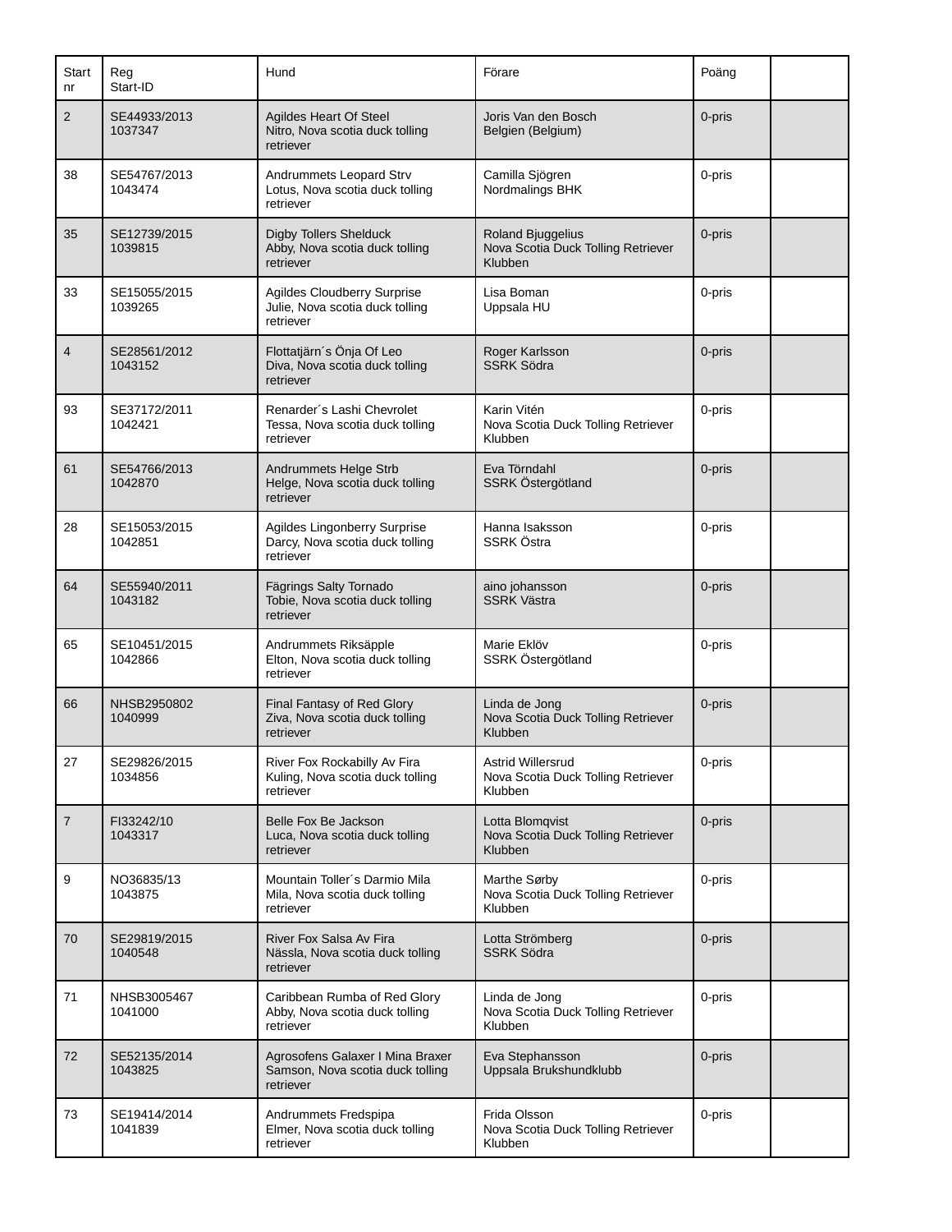| Start nr | Reg Start-ID | Hund | Förare | Poäng | |
|---|---|---|---|---|---|
| 2 | SE44933/2013 1037347 | Agildes Heart Of Steel Nitro, Nova scotia duck tolling retriever | Joris Van den Bosch Belgien (Belgium) | 0-pris | |
| 38 | SE54767/2013 1043474 | Andrummets Leopard Strv Lotus, Nova scotia duck tolling retriever | Camilla Sjögren Nordmalings BHK | 0-pris | |
| 35 | SE12739/2015 1039815 | Digby Tollers Shelduck Abby, Nova scotia duck tolling retriever | Roland Bjuggelius Nova Scotia Duck Tolling Retriever Klubben | 0-pris | |
| 33 | SE15055/2015 1039265 | Agildes Cloudberry Surprise Julie, Nova scotia duck tolling retriever | Lisa Boman Uppsala HU | 0-pris | |
| 4 | SE28561/2012 1043152 | Flottatjärn´s Önja Of Leo Diva, Nova scotia duck tolling retriever | Roger Karlsson SSRK Södra | 0-pris | |
| 93 | SE37172/2011 1042421 | Renarder´s Lashi Chevrolet Tessa, Nova scotia duck tolling retriever | Karin Vitén Nova Scotia Duck Tolling Retriever Klubben | 0-pris | |
| 61 | SE54766/2013 1042870 | Andrummets Helge Strb Helge, Nova scotia duck tolling retriever | Eva Törndahl SSRK Östergötland | 0-pris | |
| 28 | SE15053/2015 1042851 | Agildes Lingonberry Surprise Darcy, Nova scotia duck tolling retriever | Hanna Isaksson SSRK Östra | 0-pris | |
| 64 | SE55940/2011 1043182 | Fägrings Salty Tornado Tobie, Nova scotia duck tolling retriever | aino johansson SSRK Västra | 0-pris | |
| 65 | SE10451/2015 1042866 | Andrummets Riksäpple Elton, Nova scotia duck tolling retriever | Marie Eklöv SSRK Östergötland | 0-pris | |
| 66 | NHSB2950802 1040999 | Final Fantasy of Red Glory Ziva, Nova scotia duck tolling retriever | Linda de Jong Nova Scotia Duck Tolling Retriever Klubben | 0-pris | |
| 27 | SE29826/2015 1034856 | River Fox Rockabilly Av Fira Kuling, Nova scotia duck tolling retriever | Astrid Willersrud Nova Scotia Duck Tolling Retriever Klubben | 0-pris | |
| 7 | FI33242/10 1043317 | Belle Fox Be Jackson Luca, Nova scotia duck tolling retriever | Lotta Blomqvist Nova Scotia Duck Tolling Retriever Klubben | 0-pris | |
| 9 | NO36835/13 1043875 | Mountain Toller´s Darmio Mila Mila, Nova scotia duck tolling retriever | Marthe Sørby Nova Scotia Duck Tolling Retriever Klubben | 0-pris | |
| 70 | SE29819/2015 1040548 | River Fox Salsa Av Fira Nässla, Nova scotia duck tolling retriever | Lotta Strömberg SSRK Södra | 0-pris | |
| 71 | NHSB3005467 1041000 | Caribbean Rumba of Red Glory Abby, Nova scotia duck tolling retriever | Linda de Jong Nova Scotia Duck Tolling Retriever Klubben | 0-pris | |
| 72 | SE52135/2014 1043825 | Agrosofens Galaxer I Mina Braxer Samson, Nova scotia duck tolling retriever | Eva Stephansson Uppsala Brukshundklubb | 0-pris | |
| 73 | SE19414/2014 1041839 | Andrummets Fredspipa Elmer, Nova scotia duck tolling retriever | Frida Olsson Nova Scotia Duck Tolling Retriever Klubben | 0-pris | |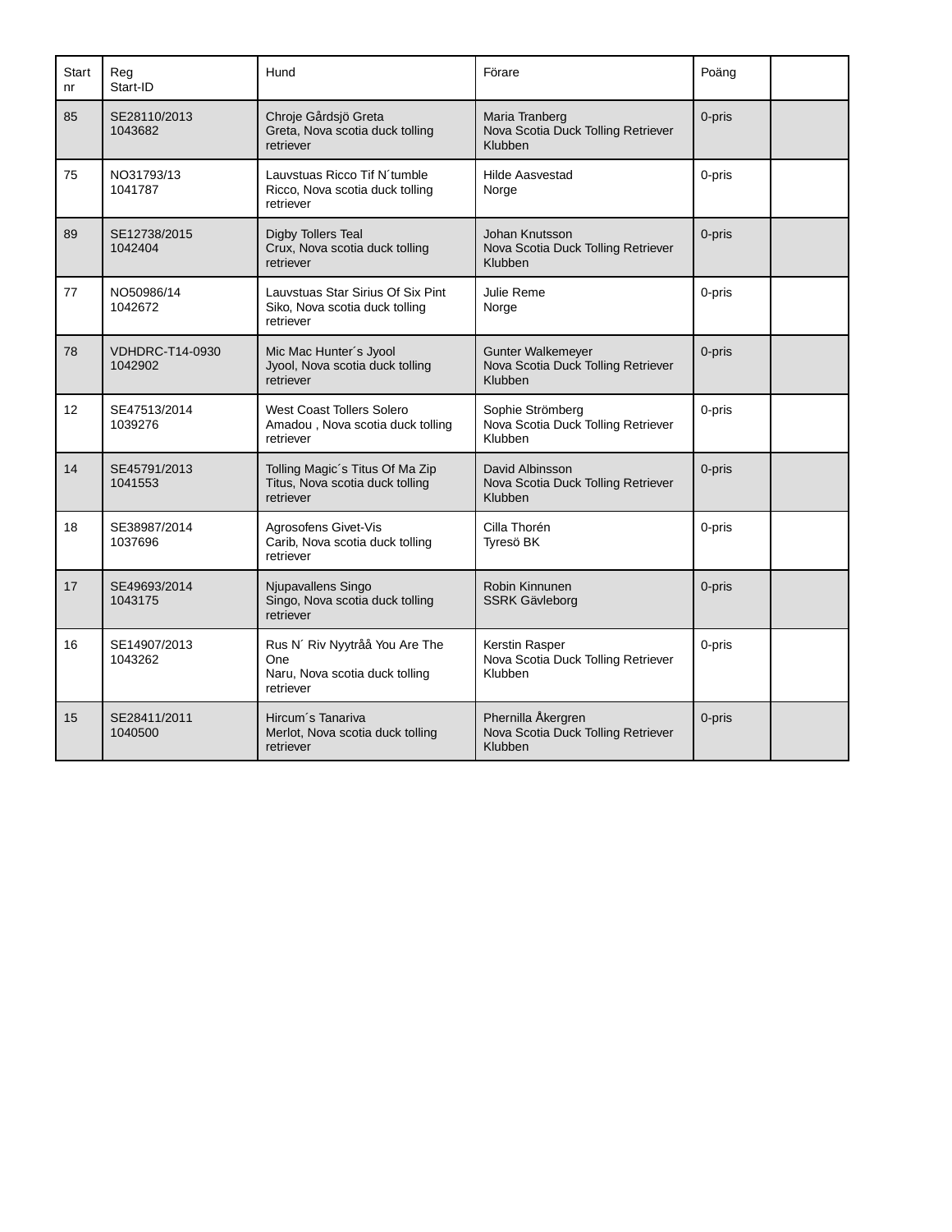| Start nr | Reg Start-ID | Hund | Förare | Poäng | |
|---|---|---|---|---|---|
| 85 | SE28110/2013 1043682 | Chroje Gårdsjö Greta Greta, Nova scotia duck tolling retriever | Maria Tranberg Nova Scotia Duck Tolling Retriever Klubben | 0-pris | |
| 75 | NO31793/13 1041787 | Lauvstuas Ricco Tif N´tumble Ricco, Nova scotia duck tolling retriever | Hilde Aasvestad Norge | 0-pris | |
| 89 | SE12738/2015 1042404 | Digby Tollers Teal Crux, Nova scotia duck tolling retriever | Johan Knutsson Nova Scotia Duck Tolling Retriever Klubben | 0-pris | |
| 77 | NO50986/14 1042672 | Lauvstuas Star Sirius Of Six Pint Siko, Nova scotia duck tolling retriever | Julie Reme Norge | 0-pris | |
| 78 | VDHDRC-T14-0930 1042902 | Mic Mac Hunter´s Jyool Jyool, Nova scotia duck tolling retriever | Gunter Walkemeyer Nova Scotia Duck Tolling Retriever Klubben | 0-pris | |
| 12 | SE47513/2014 1039276 | West Coast Tollers Solero Amadou , Nova scotia duck tolling retriever | Sophie Strömberg Nova Scotia Duck Tolling Retriever Klubben | 0-pris | |
| 14 | SE45791/2013 1041553 | Tolling Magic´s Titus Of Ma Zip Titus, Nova scotia duck tolling retriever | David Albinsson Nova Scotia Duck Tolling Retriever Klubben | 0-pris | |
| 18 | SE38987/2014 1037696 | Agrosofens Givet-Vis Carib, Nova scotia duck tolling retriever | Cilla Thorén Tyresö BK | 0-pris | |
| 17 | SE49693/2014 1043175 | Njupavallens Singo Singo, Nova scotia duck tolling retriever | Robin Kinnunen SSRK Gävleborg | 0-pris | |
| 16 | SE14907/2013 1043262 | Rus N´ Riv Nyytråå You Are The One Naru, Nova scotia duck tolling retriever | Kerstin Rasper Nova Scotia Duck Tolling Retriever Klubben | 0-pris | |
| 15 | SE28411/2011 1040500 | Hircum´s Tanariva Merlot, Nova scotia duck tolling retriever | Phernilla Åkergren Nova Scotia Duck Tolling Retriever Klubben | 0-pris | |